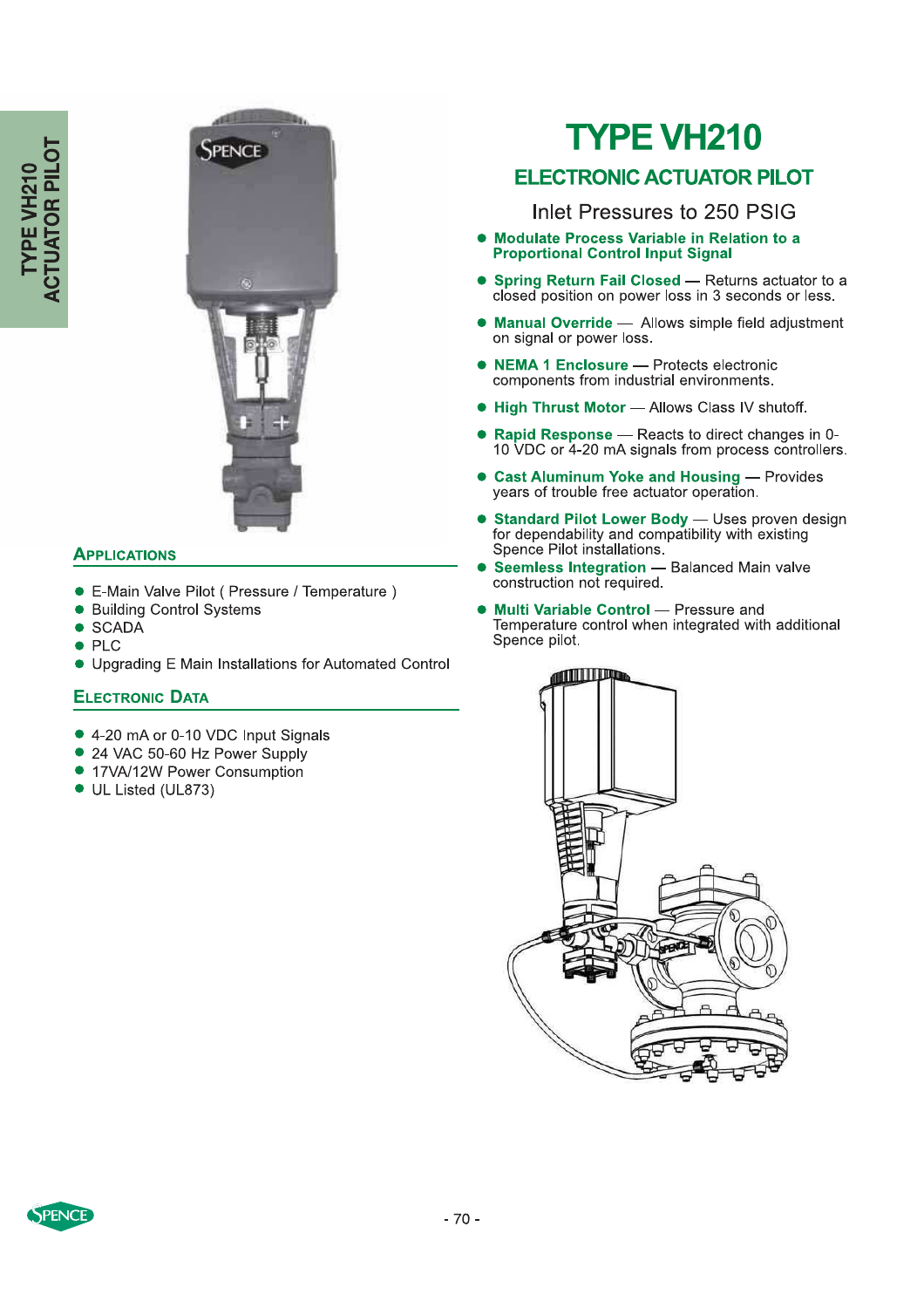# TYPE VH210

## ELECTRONIC ACTUATOR PILOT

Inlet Pressures to 250 PSIG

- **Modulate Process Variable in Relation to a Proportional Control Input Signal**
- **Spring Return Fail Closed** — Returns actuator to a closed position on power loss in 3 seconds or less.
- **Manual Override** — Allows simple field adjustment on signal or power loss.
- **NEMA 1 Enclosure** — Protects electronic components from industrial environments.
- **High Thrust Motor** — Allows Class IV shutoff.
- **Rapid Response** — Reacts to direct changes in 0-10 VDC or 4-20 mA signals from process controllers.
- **Cast Aluminum Yoke and Housing** — Provides years of trouble free actuator operation.
- **Standard Pilot Lower Body** — Uses proven design for dependability and compatibility with existing Spence Pilot installations.
- **Seemless Integration** — Balanced Main valve construction not required.
- **Multi Variable Control** — Pressure and Temperature control when integrated with additional Spence pilot.

### Applications

- E-Main Valve Pilot ( Pressure / Temperature )
- Building Control Systems
- SCADA
- PLC
- Upgrading E Main Installations for Automated Control

### Electronic Data

- 4-20 mA or 0-10 VDC Input Signals
- 24 VAC 50-60 Hz Power Supply
- 17VA/12W Power Consumption
- UL Listed (UL873)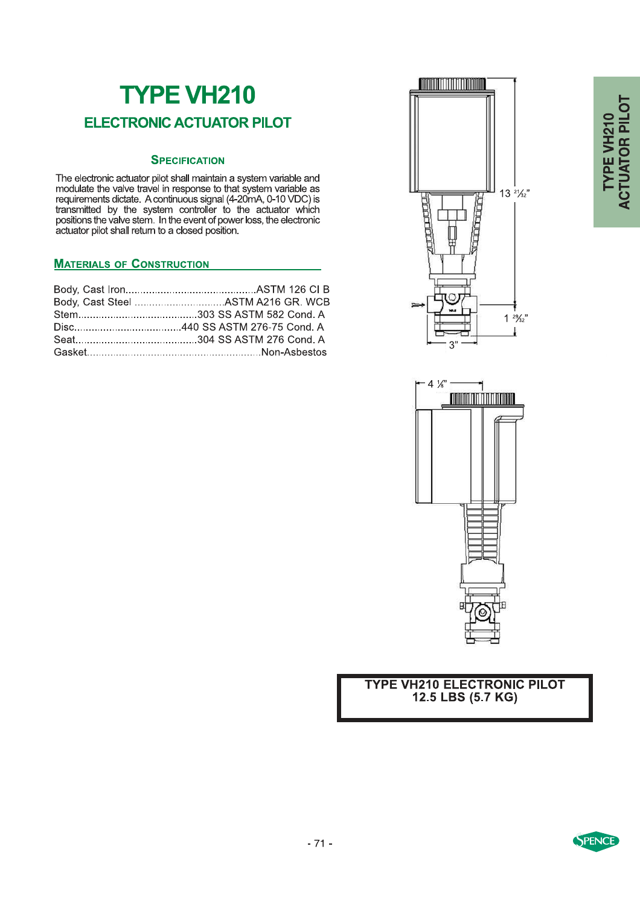# TYPE VH210

## ELECTRONIC ACTUATOR PILOT

### Specification

The electronic actuator pilot shall maintain a system variable and modulate the valve travel in response to that system variable as requirements dictate. A continuous signal (4-20mA, 0-10 VDC) is transmitted by the system controller to the actuator which positions the valve stem. In the event of power loss, the electronic actuator pilot shall return to a closed position.

### Materials of Construction

Body, Cast Iron............................................ASTM 126 CI B
Body, Cast Steel ..............................ASTM A216 GR. WCB
Stem........................................303 SS ASTM 582 Cond. A
Disc....................................440 SS ASTM 276-75 Cond. A
Seat.........................................304 SS ASTM 276 Cond. A
Gasket..........................................................Non-Asbestos

13 21/32"

1 29/32"

3"

4 1/8"

**TYPE VH210 ELECTRONIC PILOT**
**12.5 LBS (5.7 KG)**